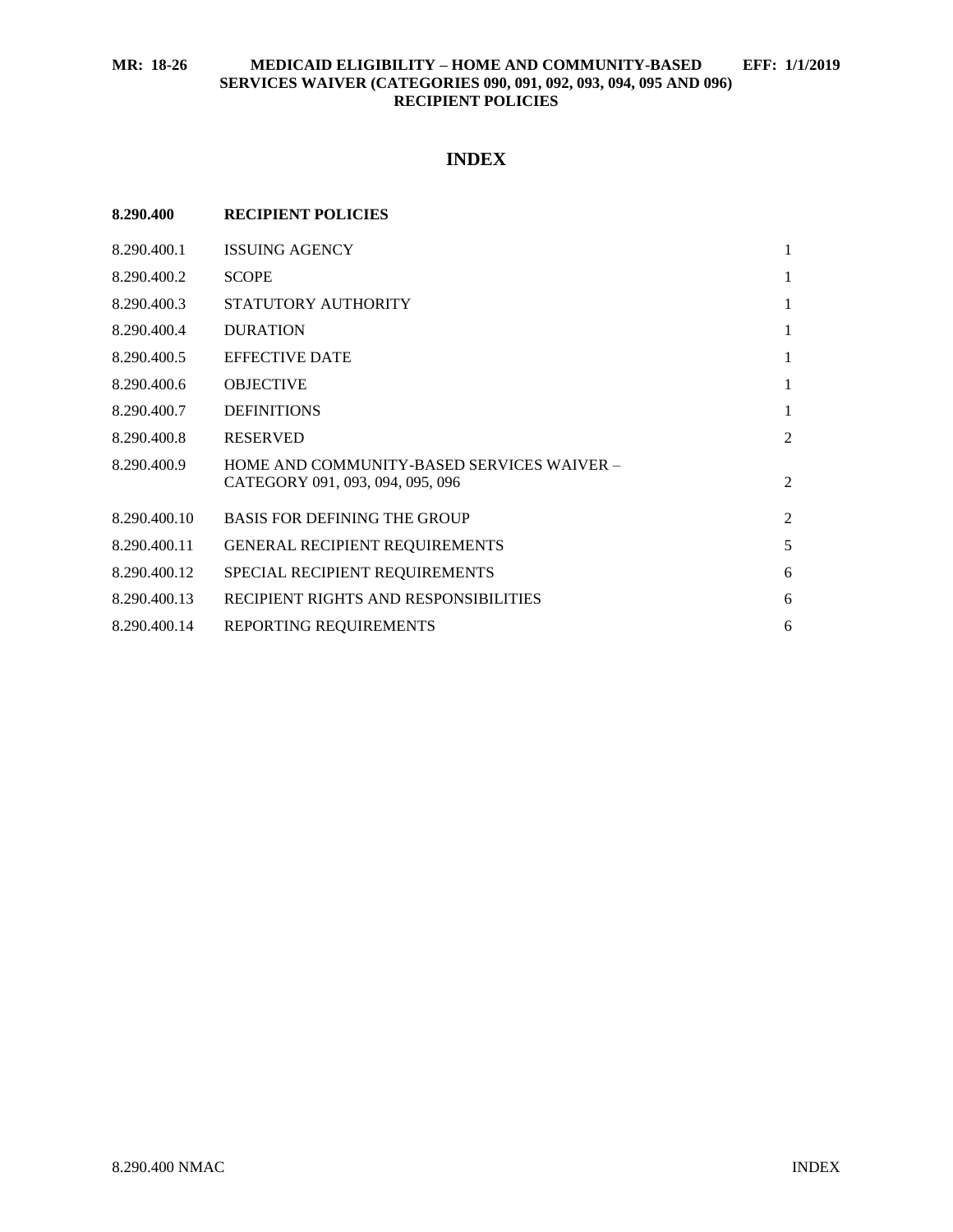# INDEX

| | | |
|---|---|---|
| **8.290.400** | **RECIPIENT POLICIES** | |
| 8.290.400.1 | ISSUING AGENCY | 1 |
| 8.290.400.2 | SCOPE | 1 |
| 8.290.400.3 | STATUTORY AUTHORITY | 1 |
| 8.290.400.4 | DURATION | 1 |
| 8.290.400.5 | EFFECTIVE DATE | 1 |
| 8.290.400.6 | OBJECTIVE | 1 |
| 8.290.400.7 | DEFINITIONS | 1 |
| 8.290.400.8 | RESERVED | 2 |
| 8.290.400.9 | HOME AND COMMUNITY-BASED SERVICES WAIVER – CATEGORY 091, 093, 094, 095, 096 | 2 |
| 8.290.400.10 | BASIS FOR DEFINING THE GROUP | 2 |
| 8.290.400.11 | GENERAL RECIPIENT REQUIREMENTS | 5 |
| 8.290.400.12 | SPECIAL RECIPIENT REQUIREMENTS | 6 |
| 8.290.400.13 | RECIPIENT RIGHTS AND RESPONSIBILITIES | 6 |
| 8.290.400.14 | REPORTING REQUIREMENTS | 6 |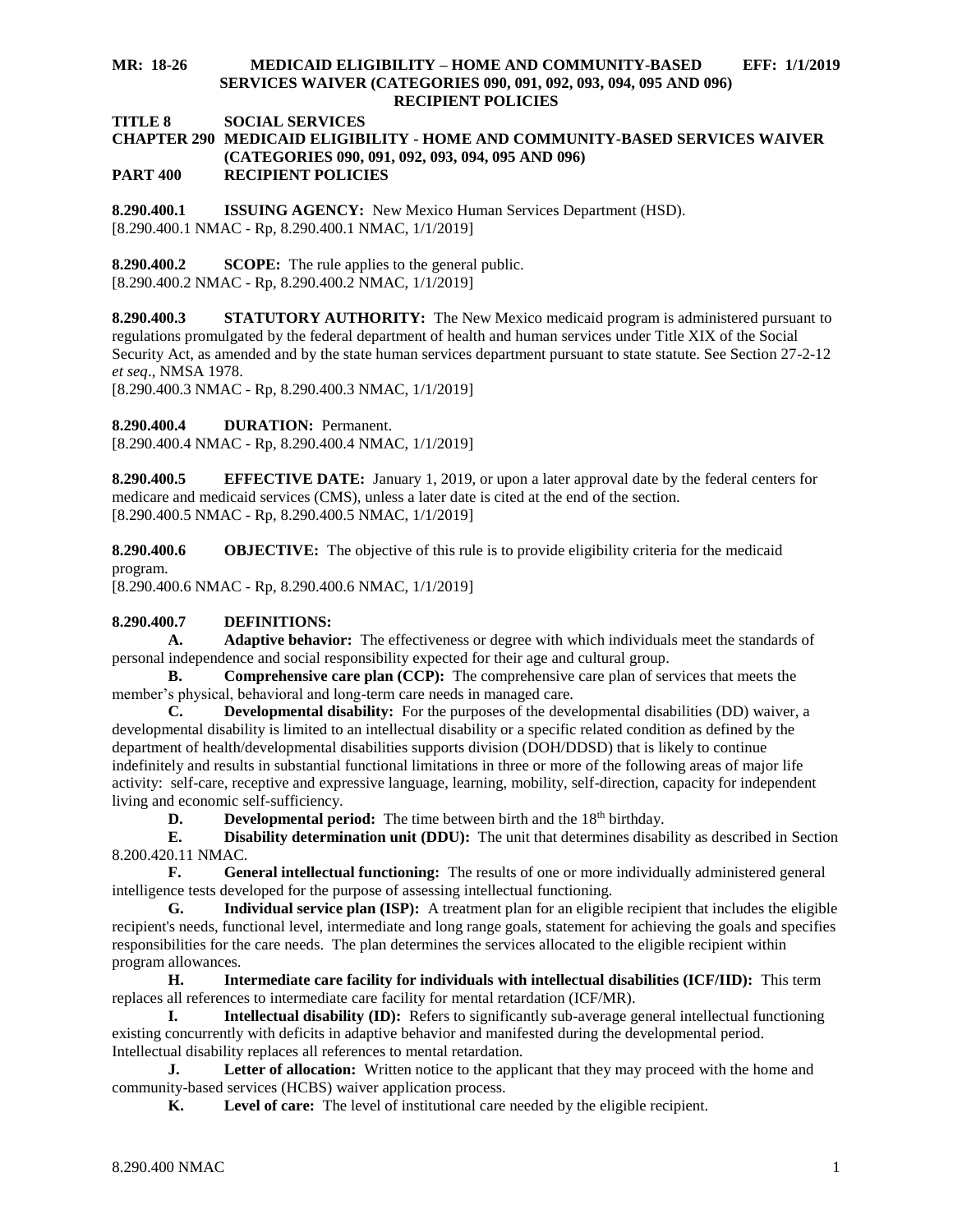**MR: 18-26 MEDICAID ELIGIBILITY – HOME AND COMMUNITY-BASED SERVICES WAIVER (CATEGORIES 090, 091, 092, 093, 094, 095 AND 096) RECIPIENT POLICIES EFF: 1/1/2019**

**TITLE 8 SOCIAL SERVICES**
**CHAPTER 290 MEDICAID ELIGIBILITY - HOME AND COMMUNITY-BASED SERVICES WAIVER (CATEGORIES 090, 091, 092, 093, 094, 095 AND 096)**
**PART 400 RECIPIENT POLICIES**

**8.290.400.1 ISSUING AGENCY:** New Mexico Human Services Department (HSD).
[8.290.400.1 NMAC - Rp, 8.290.400.1 NMAC, 1/1/2019]

**8.290.400.2 SCOPE:** The rule applies to the general public.
[8.290.400.2 NMAC - Rp, 8.290.400.2 NMAC, 1/1/2019]

**8.290.400.3 STATUTORY AUTHORITY:** The New Mexico medicaid program is administered pursuant to regulations promulgated by the federal department of health and human services under Title XIX of the Social Security Act, as amended and by the state human services department pursuant to state statute. See Section 27-2-12 *et seq*., NMSA 1978.
[8.290.400.3 NMAC - Rp, 8.290.400.3 NMAC, 1/1/2019]

**8.290.400.4 DURATION:** Permanent.
[8.290.400.4 NMAC - Rp, 8.290.400.4 NMAC, 1/1/2019]

**8.290.400.5 EFFECTIVE DATE:** January 1, 2019, or upon a later approval date by the federal centers for medicare and medicaid services (CMS), unless a later date is cited at the end of the section.
[8.290.400.5 NMAC - Rp, 8.290.400.5 NMAC, 1/1/2019]

**8.290.400.6 OBJECTIVE:** The objective of this rule is to provide eligibility criteria for the medicaid program.
[8.290.400.6 NMAC - Rp, 8.290.400.6 NMAC, 1/1/2019]

**8.290.400.7 DEFINITIONS:**

**A. Adaptive behavior:** The effectiveness or degree with which individuals meet the standards of personal independence and social responsibility expected for their age and cultural group.

**B. Comprehensive care plan (CCP):** The comprehensive care plan of services that meets the member's physical, behavioral and long-term care needs in managed care.

**C. Developmental disability:** For the purposes of the developmental disabilities (DD) waiver, a developmental disability is limited to an intellectual disability or a specific related condition as defined by the department of health/developmental disabilities supports division (DOH/DDSD) that is likely to continue indefinitely and results in substantial functional limitations in three or more of the following areas of major life activity: self-care, receptive and expressive language, learning, mobility, self-direction, capacity for independent living and economic self-sufficiency.

**D. Developmental period:** The time between birth and the 18th birthday.

**E. Disability determination unit (DDU):** The unit that determines disability as described in Section 8.200.420.11 NMAC.

**F. General intellectual functioning:** The results of one or more individually administered general intelligence tests developed for the purpose of assessing intellectual functioning.

**G. Individual service plan (ISP):** A treatment plan for an eligible recipient that includes the eligible recipient's needs, functional level, intermediate and long range goals, statement for achieving the goals and specifies responsibilities for the care needs. The plan determines the services allocated to the eligible recipient within program allowances.

**H. Intermediate care facility for individuals with intellectual disabilities (ICF/IID):** This term replaces all references to intermediate care facility for mental retardation (ICF/MR).

**I. Intellectual disability (ID):** Refers to significantly sub-average general intellectual functioning existing concurrently with deficits in adaptive behavior and manifested during the developmental period. Intellectual disability replaces all references to mental retardation.

**J. Letter of allocation:** Written notice to the applicant that they may proceed with the home and community-based services (HCBS) waiver application process.

**K. Level of care:** The level of institutional care needed by the eligible recipient.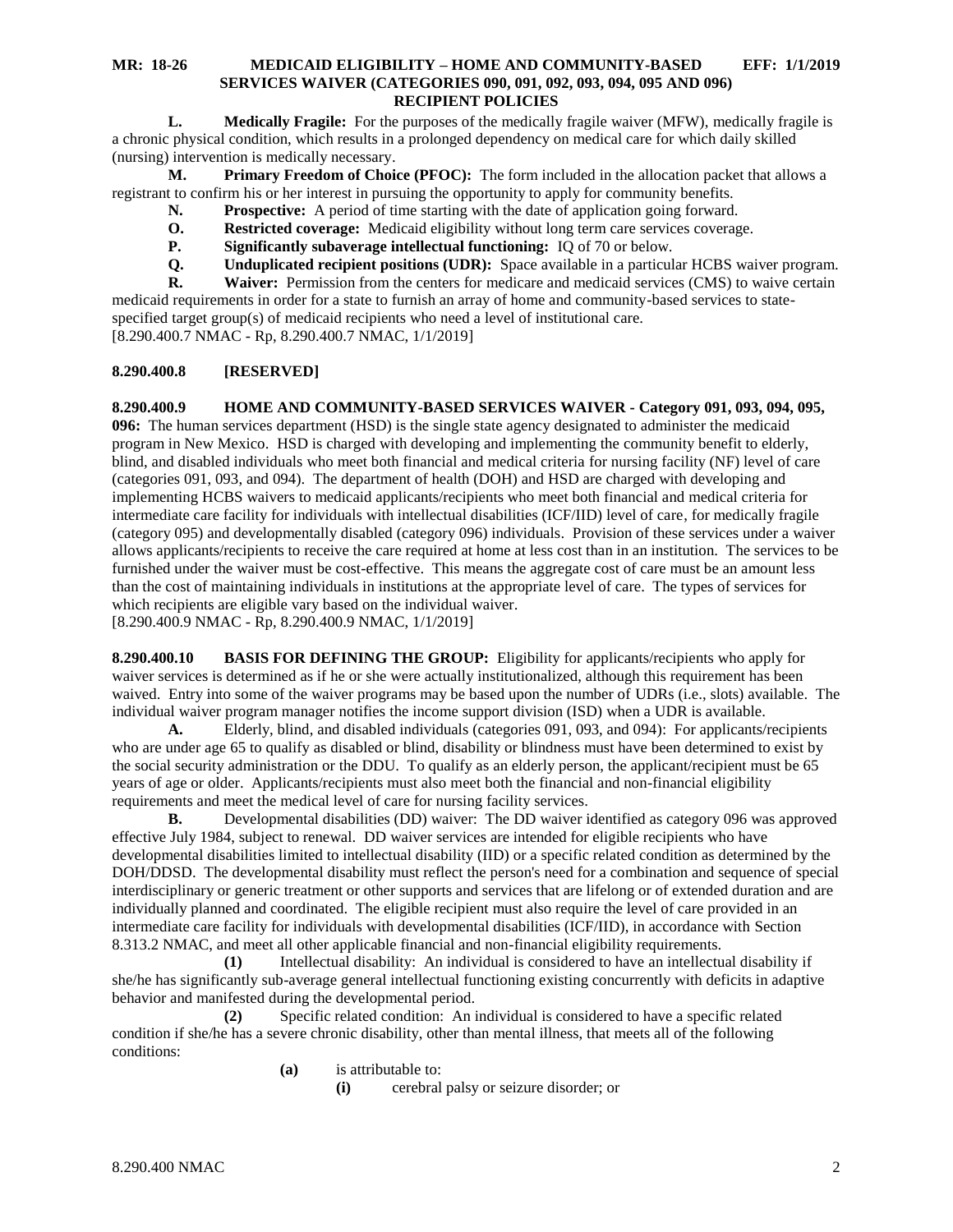**L. Medically Fragile:** For the purposes of the medically fragile waiver (MFW), medically fragile is a chronic physical condition, which results in a prolonged dependency on medical care for which daily skilled (nursing) intervention is medically necessary.

**M. Primary Freedom of Choice (PFOC):** The form included in the allocation packet that allows a registrant to confirm his or her interest in pursuing the opportunity to apply for community benefits.

**N. Prospective:** A period of time starting with the date of application going forward.

**O. Restricted coverage:** Medicaid eligibility without long term care services coverage.

**P. Significantly subaverage intellectual functioning:** IQ of 70 or below.

**Q. Unduplicated recipient positions (UDR):** Space available in a particular HCBS waiver program.

**R. Waiver:** Permission from the centers for medicare and medicaid services (CMS) to waive certain medicaid requirements in order for a state to furnish an array of home and community-based services to state-specified target group(s) of medicaid recipients who need a level of institutional care.

[8.290.400.7 NMAC - Rp, 8.290.400.7 NMAC, 1/1/2019]

**8.290.400.8 [RESERVED]**

**8.290.400.9 HOME AND COMMUNITY-BASED SERVICES WAIVER - Category 091, 093, 094, 095, 096:** The human services department (HSD) is the single state agency designated to administer the medicaid program in New Mexico. HSD is charged with developing and implementing the community benefit to elderly, blind, and disabled individuals who meet both financial and medical criteria for nursing facility (NF) level of care (categories 091, 093, and 094). The department of health (DOH) and HSD are charged with developing and implementing HCBS waivers to medicaid applicants/recipients who meet both financial and medical criteria for intermediate care facility for individuals with intellectual disabilities (ICF/IID) level of care, for medically fragile (category 095) and developmentally disabled (category 096) individuals. Provision of these services under a waiver allows applicants/recipients to receive the care required at home at less cost than in an institution. The services to be furnished under the waiver must be cost-effective. This means the aggregate cost of care must be an amount less than the cost of maintaining individuals in institutions at the appropriate level of care. The types of services for which recipients are eligible vary based on the individual waiver.

[8.290.400.9 NMAC - Rp, 8.290.400.9 NMAC, 1/1/2019]

**8.290.400.10 BASIS FOR DEFINING THE GROUP:** Eligibility for applicants/recipients who apply for waiver services is determined as if he or she were actually institutionalized, although this requirement has been waived. Entry into some of the waiver programs may be based upon the number of UDRs (i.e., slots) available. The individual waiver program manager notifies the income support division (ISD) when a UDR is available.

**A.** Elderly, blind, and disabled individuals (categories 091, 093, and 094): For applicants/recipients who are under age 65 to qualify as disabled or blind, disability or blindness must have been determined to exist by the social security administration or the DDU. To qualify as an elderly person, the applicant/recipient must be 65 years of age or older. Applicants/recipients must also meet both the financial and non-financial eligibility requirements and meet the medical level of care for nursing facility services.

**B.** Developmental disabilities (DD) waiver: The DD waiver identified as category 096 was approved effective July 1984, subject to renewal. DD waiver services are intended for eligible recipients who have developmental disabilities limited to intellectual disability (IID) or a specific related condition as determined by the DOH/DDSD. The developmental disability must reflect the person's need for a combination and sequence of special interdisciplinary or generic treatment or other supports and services that are lifelong or of extended duration and are individually planned and coordinated. The eligible recipient must also require the level of care provided in an intermediate care facility for individuals with developmental disabilities (ICF/IID), in accordance with Section 8.313.2 NMAC, and meet all other applicable financial and non-financial eligibility requirements.

**(1)** Intellectual disability: An individual is considered to have an intellectual disability if she/he has significantly sub-average general intellectual functioning existing concurrently with deficits in adaptive behavior and manifested during the developmental period.

**(2)** Specific related condition: An individual is considered to have a specific related condition if she/he has a severe chronic disability, other than mental illness, that meets all of the following conditions:

**(a)** is attributable to:

**(i)** cerebral palsy or seizure disorder; or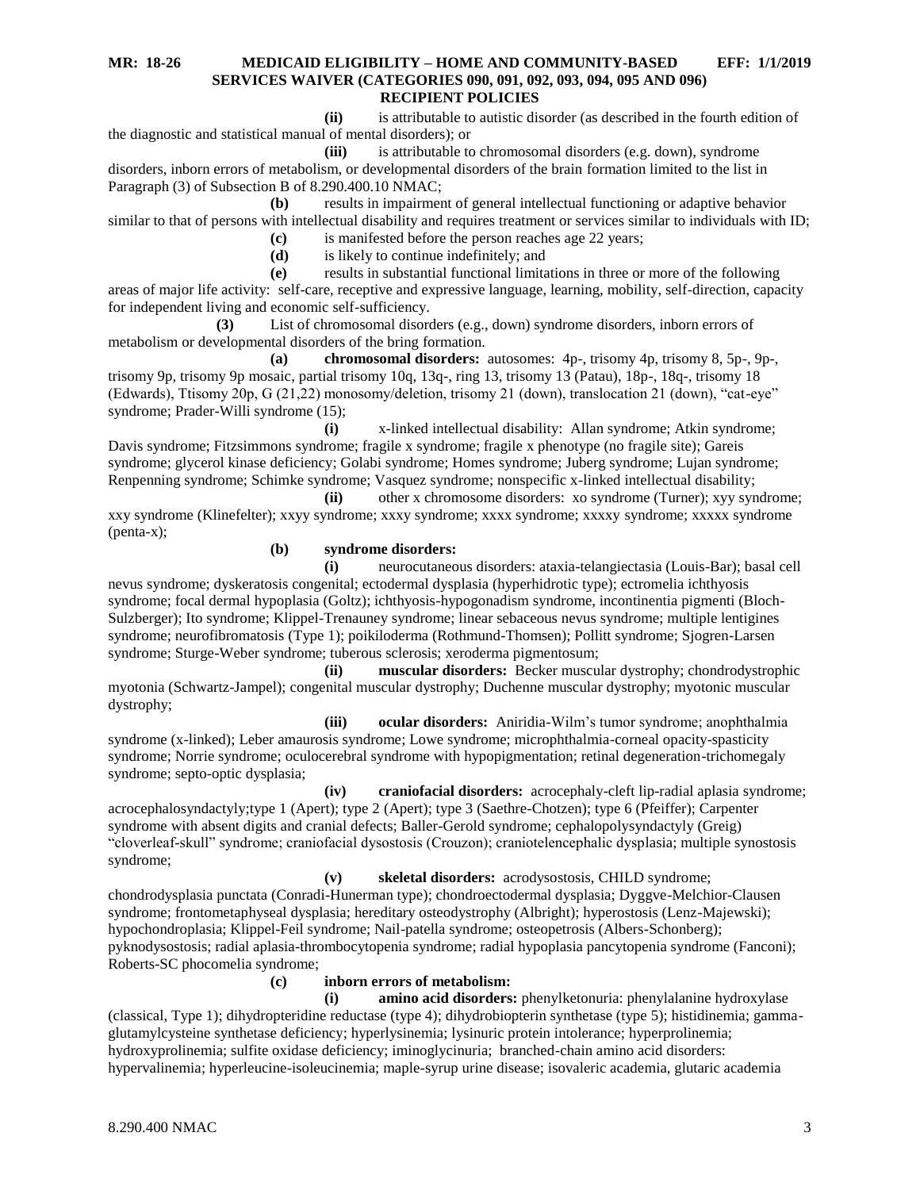**(ii)** is attributable to autistic disorder (as described in the fourth edition of the diagnostic and statistical manual of mental disorders); or

**(iii)** is attributable to chromosomal disorders (e.g. down), syndrome disorders, inborn errors of metabolism, or developmental disorders of the brain formation limited to the list in Paragraph (3) of Subsection B of 8.290.400.10 NMAC;

**(b)** results in impairment of general intellectual functioning or adaptive behavior similar to that of persons with intellectual disability and requires treatment or services similar to individuals with ID;

**(c)** is manifested before the person reaches age 22 years;

**(d)** is likely to continue indefinitely; and

**(e)** results in substantial functional limitations in three or more of the following areas of major life activity: self-care, receptive and expressive language, learning, mobility, self-direction, capacity for independent living and economic self-sufficiency.

**(3)** List of chromosomal disorders (e.g., down) syndrome disorders, inborn errors of metabolism or developmental disorders of the bring formation.

**(a)** **chromosomal disorders:** autosomes: 4p-, trisomy 4p, trisomy 8, 5p-, 9p-, trisomy 9p, trisomy 9p mosaic, partial trisomy 10q, 13q-, ring 13, trisomy 13 (Patau), 18p-, 18q-, trisomy 18 (Edwards), Ttisomy 20p, G (21,22) monosomy/deletion, trisomy 21 (down), translocation 21 (down), "cat-eye" syndrome; Prader-Willi syndrome (15);

**(i)** x-linked intellectual disability: Allan syndrome; Atkin syndrome; Davis syndrome; Fitzsimmons syndrome; fragile x syndrome; fragile x phenotype (no fragile site); Gareis syndrome; glycerol kinase deficiency; Golabi syndrome; Homes syndrome; Juberg syndrome; Lujan syndrome; Renpenning syndrome; Schimke syndrome; Vasquez syndrome; nonspecific x-linked intellectual disability;

**(ii)** other x chromosome disorders: xo syndrome (Turner); xyy syndrome; xxy syndrome (Klinefelter); xxyy syndrome; xxxy syndrome; xxxx syndrome; xxxxy syndrome; xxxxx syndrome (penta-x);

**(b)** **syndrome disorders:**

**(i)** neurocutaneous disorders: ataxia-telangiectasia (Louis-Bar); basal cell nevus syndrome; dyskeratosis congenital; ectodermal dysplasia (hyperhidrotic type); ectromelia ichthyosis syndrome; focal dermal hypoplasia (Goltz); ichthyosis-hypogonadism syndrome, incontinentia pigmenti (Bloch-Sulzberger); Ito syndrome; Klippel-Trenauney syndrome; linear sebaceous nevus syndrome; multiple lentigines syndrome; neurofibromatosis (Type 1); poikiloderma (Rothmund-Thomsen); Pollitt syndrome; Sjogren-Larsen syndrome; Sturge-Weber syndrome; tuberous sclerosis; xeroderma pigmentosum;

**(ii)** **muscular disorders:** Becker muscular dystrophy; chondrodystrophic myotonia (Schwartz-Jampel); congenital muscular dystrophy; Duchenne muscular dystrophy; myotonic muscular dystrophy;

**(iii)** **ocular disorders:** Aniridia-Wilm's tumor syndrome; anophthalmia syndrome (x-linked); Leber amaurosis syndrome; Lowe syndrome; microphthalmia-corneal opacity-spasticity syndrome; Norrie syndrome; oculocerebral syndrome with hypopigmentation; retinal degeneration-trichomegaly syndrome; septo-optic dysplasia;

**(iv)** **craniofacial disorders:** acrocephaly-cleft lip-radial aplasia syndrome; acrocephalosyndactyly;type 1 (Apert); type 2 (Apert); type 3 (Saethre-Chotzen); type 6 (Pfeiffer); Carpenter syndrome with absent digits and cranial defects; Baller-Gerold syndrome; cephalopolysyndactyly (Greig) "cloverleaf-skull" syndrome; craniofacial dysostosis (Crouzon); craniotelencephalic dysplasia; multiple synostosis syndrome;

**(v)** **skeletal disorders:** acrodysostosis, CHILD syndrome; chondrodysplasia punctata (Conradi-Hunerman type); chondroectodermal dysplasia; Dyggve-Melchior-Clausen syndrome; frontometaphyseal dysplasia; hereditary osteodystrophy (Albright); hyperostosis (Lenz-Majewski); hypochondroplasia; Klippel-Feil syndrome; Nail-patella syndrome; osteopetrosis (Albers-Schonberg); pyknodysostosis; radial aplasia-thrombocytopenia syndrome; radial hypoplasia pancytopenia syndrome (Fanconi); Roberts-SC phocomelia syndrome;

**(c)** **inborn errors of metabolism:**

**(i)** **amino acid disorders:** phenylketonuria: phenylalanine hydroxylase (classical, Type 1); dihydropteridine reductase (type 4); dihydrobiopterin synthetase (type 5); histidinemia; gamma-glutamylcysteine synthetase deficiency; hyperlysinemia; lysinuric protein intolerance; hyperprolinemia; hydroxyprolinemia; sulfite oxidase deficiency; iminoglycinuria; branched-chain amino acid disorders: hypervalinemia; hyperleucine-isoleucinemia; maple-syrup urine disease; isovaleric academia, glutaric academia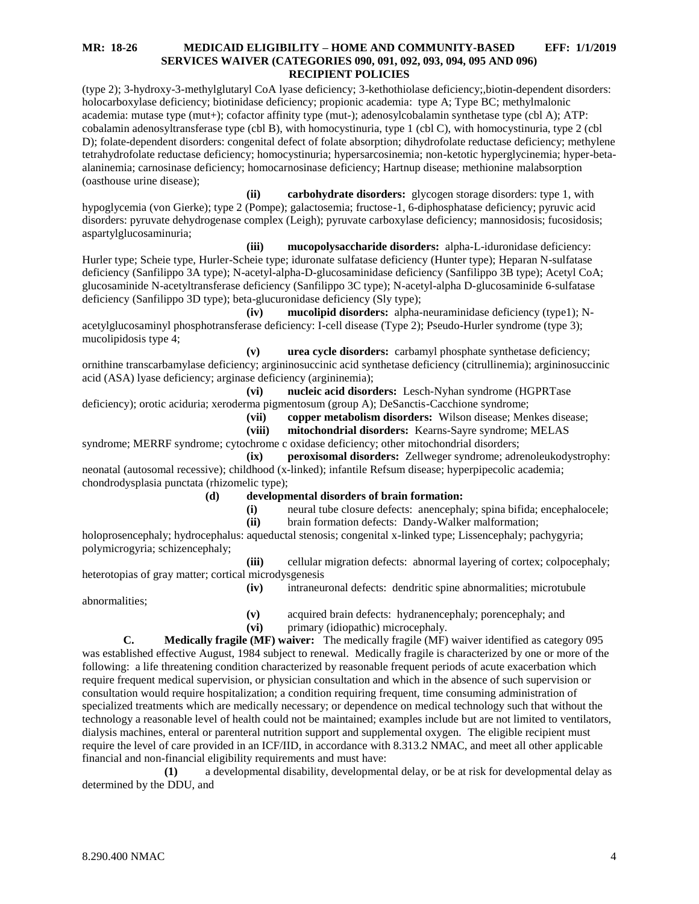(type 2); 3-hydroxy-3-methylglutaryl CoA lyase deficiency; 3-kethothiolase deficiency;,biotin-dependent disorders: holocarboxylase deficiency; biotinidase deficiency; propionic academia: type A; Type BC; methylmalonic academia: mutase type (mut+); cofactor affinity type (mut-); adenosylcobalamin synthetase type (cbl A); ATP: cobalamin adenosyltransferase type (cbl B), with homocystinuria, type 1 (cbl C), with homocystinuria, type 2 (cbl D); folate-dependent disorders: congenital defect of folate absorption; dihydrofolate reductase deficiency; methylene tetrahydrofolate reductase deficiency; homocystinuria; hypersarcosinemia; non-ketotic hyperglycinemia; hyper-beta-alaninemia; carnosinase deficiency; homocarnosinase deficiency; Hartnup disease; methionine malabsorption (oasthouse urine disease);

**(ii) carbohydrate disorders:** glycogen storage disorders: type 1, with hypoglycemia (von Gierke); type 2 (Pompe); galactosemia; fructose-1, 6-diphosphatase deficiency; pyruvic acid disorders: pyruvate dehydrogenase complex (Leigh); pyruvate carboxylase deficiency; mannosidosis; fucosidosis; aspartylglucosaminuria;

**(iii) mucopolysaccharide disorders:** alpha-L-iduronidase deficiency: Hurler type; Scheie type, Hurler-Scheie type; iduronate sulfatase deficiency (Hunter type); Heparan N-sulfatase deficiency (Sanfilippo 3A type); N-acetyl-alpha-D-glucosaminidase deficiency (Sanfilippo 3B type); Acetyl CoA; glucosaminide N-acetyltransferase deficiency (Sanfilippo 3C type); N-acetyl-alpha D-glucosaminide 6-sulfatase deficiency (Sanfilippo 3D type); beta-glucuronidase deficiency (Sly type);

**(iv) mucolipid disorders:** alpha-neuraminidase deficiency (type1); N-acetylglucosaminyl phosphotransferase deficiency: I-cell disease (Type 2); Pseudo-Hurler syndrome (type 3); mucolipidosis type 4;

**(v) urea cycle disorders:** carbamyl phosphate synthetase deficiency; ornithine transcarbamylase deficiency; argininosuccinic acid synthetase deficiency (citrullinemia); argininosuccinic acid (ASA) lyase deficiency; arginase deficiency (argininemia);

**(vi) nucleic acid disorders:** Lesch-Nyhan syndrome (HGPRTase deficiency); orotic aciduria; xeroderma pigmentosum (group A); DeSanctis-Cacchione syndrome;

**(vii) copper metabolism disorders:** Wilson disease; Menkes disease;

**(viii) mitochondrial disorders:** Kearns-Sayre syndrome; MELAS syndrome; MERRF syndrome; cytochrome c oxidase deficiency; other mitochondrial disorders;

**(ix) peroxisomal disorders:** Zellweger syndrome; adrenoleukodystrophy: neonatal (autosomal recessive); childhood (x-linked); infantile Refsum disease; hyperpipecolic academia; chondrodysplasia punctata (rhizomelic type);

**(d) developmental disorders of brain formation:**

**(i)** neural tube closure defects: anencephaly; spina bifida; encephalocele;

**(ii)** brain formation defects: Dandy-Walker malformation; holoprosencephaly; hydrocephalus: aqueductal stenosis; congenital x-linked type; Lissencephaly; pachygyria; polymicrogyria; schizencephaly;

**(iii)** cellular migration defects: abnormal layering of cortex; colpocephaly; heterotopias of gray matter; cortical microdysgenesis

**(iv)** intraneuronal defects: dendritic spine abnormalities; microtubule abnormalities;

**(v)** acquired brain defects: hydranencephaly; porencephaly; and

**(vi)** primary (idiopathic) microcephaly.

**C. Medically fragile (MF) waiver:** The medically fragile (MF) waiver identified as category 095 was established effective August, 1984 subject to renewal. Medically fragile is characterized by one or more of the following: a life threatening condition characterized by reasonable frequent periods of acute exacerbation which require frequent medical supervision, or physician consultation and which in the absence of such supervision or consultation would require hospitalization; a condition requiring frequent, time consuming administration of specialized treatments which are medically necessary; or dependence on medical technology such that without the technology a reasonable level of health could not be maintained; examples include but are not limited to ventilators, dialysis machines, enteral or parenteral nutrition support and supplemental oxygen. The eligible recipient must require the level of care provided in an ICF/IID, in accordance with 8.313.2 NMAC, and meet all other applicable financial and non-financial eligibility requirements and must have:

**(1)** a developmental disability, developmental delay, or be at risk for developmental delay as determined by the DDU, and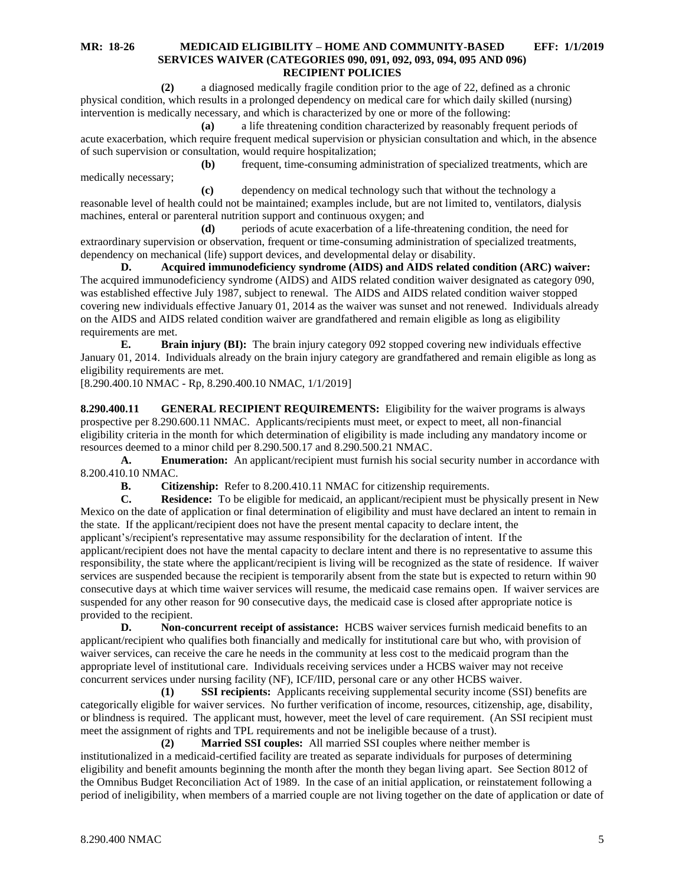**(2)** a diagnosed medically fragile condition prior to the age of 22, defined as a chronic physical condition, which results in a prolonged dependency on medical care for which daily skilled (nursing) intervention is medically necessary, and which is characterized by one or more of the following:

**(a)** a life threatening condition characterized by reasonably frequent periods of acute exacerbation, which require frequent medical supervision or physician consultation and which, in the absence of such supervision or consultation, would require hospitalization;

**(b)** frequent, time-consuming administration of specialized treatments, which are medically necessary;

**(c)** dependency on medical technology such that without the technology a reasonable level of health could not be maintained; examples include, but are not limited to, ventilators, dialysis machines, enteral or parenteral nutrition support and continuous oxygen; and

**(d)** periods of acute exacerbation of a life-threatening condition, the need for extraordinary supervision or observation, frequent or time-consuming administration of specialized treatments, dependency on mechanical (life) support devices, and developmental delay or disability.

**D. Acquired immunodeficiency syndrome (AIDS) and AIDS related condition (ARC) waiver:** The acquired immunodeficiency syndrome (AIDS) and AIDS related condition waiver designated as category 090, was established effective July 1987, subject to renewal. The AIDS and AIDS related condition waiver stopped covering new individuals effective January 01, 2014 as the waiver was sunset and not renewed. Individuals already on the AIDS and AIDS related condition waiver are grandfathered and remain eligible as long as eligibility requirements are met.

**E. Brain injury (BI):** The brain injury category 092 stopped covering new individuals effective January 01, 2014. Individuals already on the brain injury category are grandfathered and remain eligible as long as eligibility requirements are met.

[8.290.400.10 NMAC - Rp, 8.290.400.10 NMAC, 1/1/2019]

**8.290.400.11 GENERAL RECIPIENT REQUIREMENTS:** Eligibility for the waiver programs is always prospective per 8.290.600.11 NMAC. Applicants/recipients must meet, or expect to meet, all non-financial eligibility criteria in the month for which determination of eligibility is made including any mandatory income or resources deemed to a minor child per 8.290.500.17 and 8.290.500.21 NMAC.

**A. Enumeration:** An applicant/recipient must furnish his social security number in accordance with 8.200.410.10 NMAC.

**B. Citizenship:** Refer to 8.200.410.11 NMAC for citizenship requirements.

**C. Residence:** To be eligible for medicaid, an applicant/recipient must be physically present in New Mexico on the date of application or final determination of eligibility and must have declared an intent to remain in the state. If the applicant/recipient does not have the present mental capacity to declare intent, the applicant's/recipient's representative may assume responsibility for the declaration of intent. If the applicant/recipient does not have the mental capacity to declare intent and there is no representative to assume this responsibility, the state where the applicant/recipient is living will be recognized as the state of residence. If waiver services are suspended because the recipient is temporarily absent from the state but is expected to return within 90 consecutive days at which time waiver services will resume, the medicaid case remains open. If waiver services are suspended for any other reason for 90 consecutive days, the medicaid case is closed after appropriate notice is provided to the recipient.

**D. Non-concurrent receipt of assistance:** HCBS waiver services furnish medicaid benefits to an applicant/recipient who qualifies both financially and medically for institutional care but who, with provision of waiver services, can receive the care he needs in the community at less cost to the medicaid program than the appropriate level of institutional care. Individuals receiving services under a HCBS waiver may not receive concurrent services under nursing facility (NF), ICF/IID, personal care or any other HCBS waiver.

**(1) SSI recipients:** Applicants receiving supplemental security income (SSI) benefits are categorically eligible for waiver services. No further verification of income, resources, citizenship, age, disability, or blindness is required. The applicant must, however, meet the level of care requirement. (An SSI recipient must meet the assignment of rights and TPL requirements and not be ineligible because of a trust).

**(2) Married SSI couples:** All married SSI couples where neither member is institutionalized in a medicaid-certified facility are treated as separate individuals for purposes of determining eligibility and benefit amounts beginning the month after the month they began living apart. See Section 8012 of the Omnibus Budget Reconciliation Act of 1989. In the case of an initial application, or reinstatement following a period of ineligibility, when members of a married couple are not living together on the date of application or date of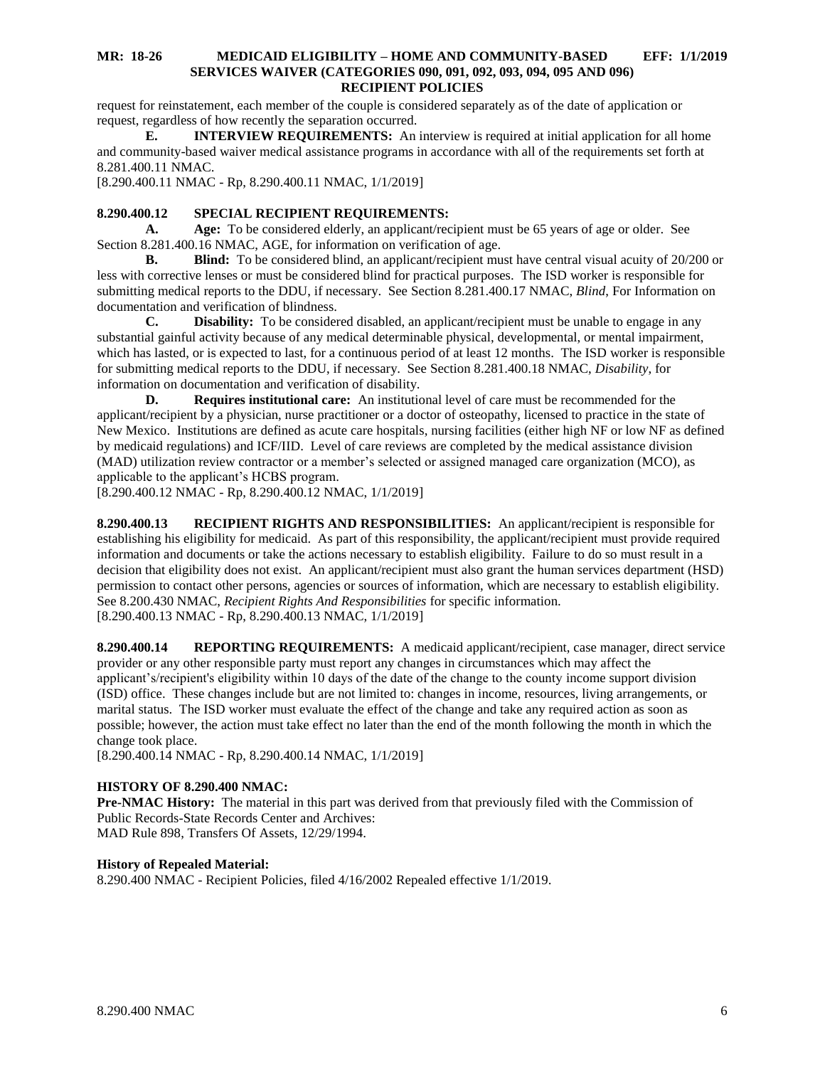request for reinstatement, each member of the couple is considered separately as of the date of application or request, regardless of how recently the separation occurred.

**E. INTERVIEW REQUIREMENTS:** An interview is required at initial application for all home and community-based waiver medical assistance programs in accordance with all of the requirements set forth at 8.281.400.11 NMAC.

[8.290.400.11 NMAC - Rp, 8.290.400.11 NMAC, 1/1/2019]

**8.290.400.12 SPECIAL RECIPIENT REQUIREMENTS:**

**A. Age:** To be considered elderly, an applicant/recipient must be 65 years of age or older. See Section 8.281.400.16 NMAC, AGE, for information on verification of age.

**B. Blind:** To be considered blind, an applicant/recipient must have central visual acuity of 20/200 or less with corrective lenses or must be considered blind for practical purposes. The ISD worker is responsible for submitting medical reports to the DDU, if necessary. See Section 8.281.400.17 NMAC, *Blind*, For Information on documentation and verification of blindness.

**C. Disability:** To be considered disabled, an applicant/recipient must be unable to engage in any substantial gainful activity because of any medical determinable physical, developmental, or mental impairment, which has lasted, or is expected to last, for a continuous period of at least 12 months. The ISD worker is responsible for submitting medical reports to the DDU, if necessary. See Section 8.281.400.18 NMAC, *Disability*, for information on documentation and verification of disability.

**D. Requires institutional care:** An institutional level of care must be recommended for the applicant/recipient by a physician, nurse practitioner or a doctor of osteopathy, licensed to practice in the state of New Mexico. Institutions are defined as acute care hospitals, nursing facilities (either high NF or low NF as defined by medicaid regulations) and ICF/IID. Level of care reviews are completed by the medical assistance division (MAD) utilization review contractor or a member's selected or assigned managed care organization (MCO), as applicable to the applicant's HCBS program.

[8.290.400.12 NMAC - Rp, 8.290.400.12 NMAC, 1/1/2019]

**8.290.400.13 RECIPIENT RIGHTS AND RESPONSIBILITIES:** An applicant/recipient is responsible for establishing his eligibility for medicaid. As part of this responsibility, the applicant/recipient must provide required information and documents or take the actions necessary to establish eligibility. Failure to do so must result in a decision that eligibility does not exist. An applicant/recipient must also grant the human services department (HSD) permission to contact other persons, agencies or sources of information, which are necessary to establish eligibility. See 8.200.430 NMAC, *Recipient Rights And Responsibilities* for specific information.

[8.290.400.13 NMAC - Rp, 8.290.400.13 NMAC, 1/1/2019]

**8.290.400.14 REPORTING REQUIREMENTS:** A medicaid applicant/recipient, case manager, direct service provider or any other responsible party must report any changes in circumstances which may affect the applicant's/recipient's eligibility within 10 days of the date of the change to the county income support division (ISD) office. These changes include but are not limited to: changes in income, resources, living arrangements, or marital status. The ISD worker must evaluate the effect of the change and take any required action as soon as possible; however, the action must take effect no later than the end of the month following the month in which the change took place.

[8.290.400.14 NMAC - Rp, 8.290.400.14 NMAC, 1/1/2019]

**HISTORY OF 8.290.400 NMAC:**

**Pre-NMAC History:** The material in this part was derived from that previously filed with the Commission of Public Records-State Records Center and Archives:

MAD Rule 898, Transfers Of Assets, 12/29/1994.

**History of Repealed Material:**

8.290.400 NMAC - Recipient Policies, filed 4/16/2002 Repealed effective 1/1/2019.